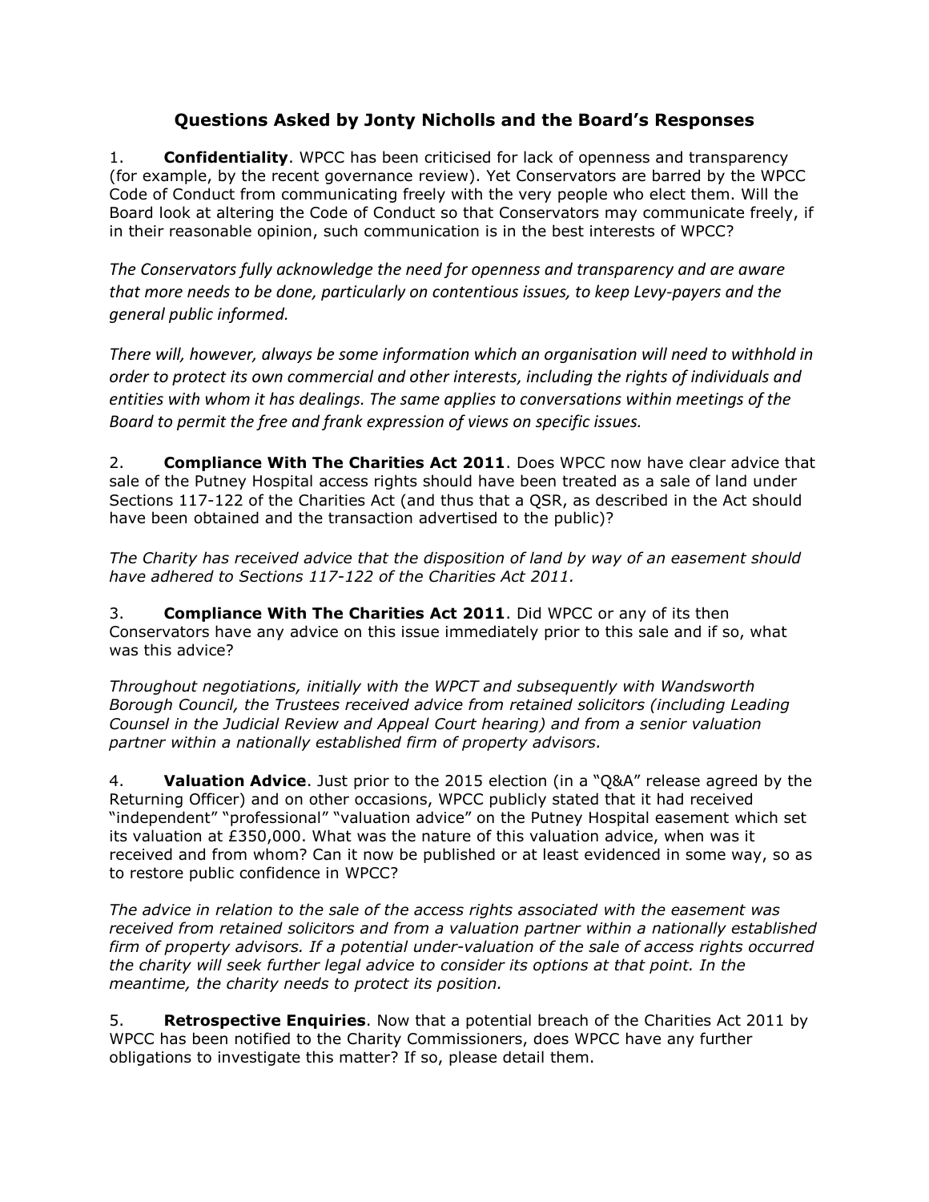# Questions Asked by Jonty Nicholls and the Board's Responses

1. **Confidentiality**. WPCC has been criticised for lack of openness and transparency (for example, by the recent governance review). Yet Conservators are barred by the WPCC Code of Conduct from communicating freely with the very people who elect them. Will the Board look at altering the Code of Conduct so that Conservators may communicate freely, if in their reasonable opinion, such communication is in the best interests of WPCC?

*The Conservators fully acknowledge the need for openness and transparency and are aware that more needs to be done, particularly on contentious issues, to keep Levy-payers and the general public informed.*

*There will, however, always be some information which an organisation will need to withhold in order to protect its own commercial and other interests, including the rights of individuals and entities with whom it has dealings. The same applies to conversations within meetings of the Board to permit the free and frank expression of views on specific issues.*

2. **Compliance With The Charities Act 2011**. Does WPCC now have clear advice that sale of the Putney Hospital access rights should have been treated as a sale of land under Sections 117-122 of the Charities Act (and thus that a QSR, as described in the Act should have been obtained and the transaction advertised to the public)?

*The Charity has received advice that the disposition of land by way of an easement should have adhered to Sections 117-122 of the Charities Act 2011.*

3. **Compliance With The Charities Act 2011**. Did WPCC or any of its then Conservators have any advice on this issue immediately prior to this sale and if so, what was this advice?

*Throughout negotiations, initially with the WPCT and subsequently with Wandsworth Borough Council, the Trustees received advice from retained solicitors (including Leading Counsel in the Judicial Review and Appeal Court hearing) and from a senior valuation partner within a nationally established firm of property advisors.*

4. **Valuation Advice**. Just prior to the 2015 election (in a "Q&A" release agreed by the Returning Officer) and on other occasions, WPCC publicly stated that it had received "independent" "professional" "valuation advice" on the Putney Hospital easement which set its valuation at £350,000. What was the nature of this valuation advice, when was it received and from whom? Can it now be published or at least evidenced in some way, so as to restore public confidence in WPCC?

*The advice in relation to the sale of the access rights associated with the easement was received from retained solicitors and from a valuation partner within a nationally established firm of property advisors. If a potential under-valuation of the sale of access rights occurred the charity will seek further legal advice to consider its options at that point. In the meantime, the charity needs to protect its position.*

5. **Retrospective Enquiries**. Now that a potential breach of the Charities Act 2011 by WPCC has been notified to the Charity Commissioners, does WPCC have any further obligations to investigate this matter? If so, please detail them.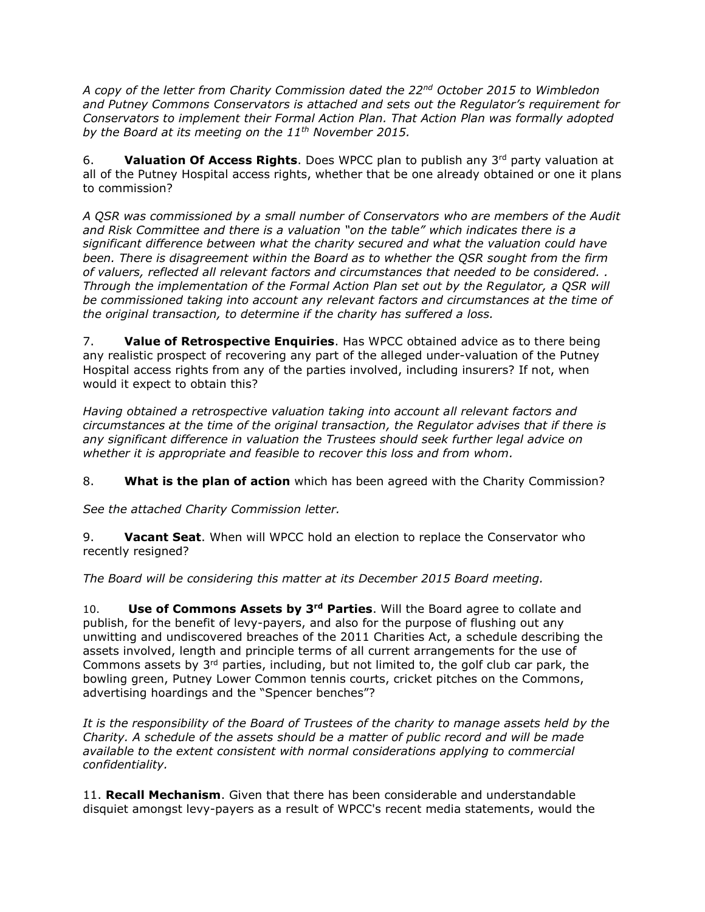*A copy of the letter from Charity Commission dated the 22nd October 2015 to Wimbledon and Putney Commons Conservators is attached and sets out the Regulator's requirement for Conservators to implement their Formal Action Plan. That Action Plan was formally adopted by the Board at its meeting on the 11th November 2015.*

6. **Valuation Of Access Rights**. Does WPCC plan to publish any 3rd party valuation at all of the Putney Hospital access rights, whether that be one already obtained or one it plans to commission?

*A QSR was commissioned by a small number of Conservators who are members of the Audit and Risk Committee and there is a valuation "on the table" which indicates there is a significant difference between what the charity secured and what the valuation could have been. There is disagreement within the Board as to whether the QSR sought from the firm of valuers, reflected all relevant factors and circumstances that needed to be considered. . Through the implementation of the Formal Action Plan set out by the Regulator, a QSR will be commissioned taking into account any relevant factors and circumstances at the time of the original transaction, to determine if the charity has suffered a loss.*

7. **Value of Retrospective Enquiries**. Has WPCC obtained advice as to there being any realistic prospect of recovering any part of the alleged under-valuation of the Putney Hospital access rights from any of the parties involved, including insurers? If not, when would it expect to obtain this?

*Having obtained a retrospective valuation taking into account all relevant factors and circumstances at the time of the original transaction, the Regulator advises that if there is any significant difference in valuation the Trustees should seek further legal advice on whether it is appropriate and feasible to recover this loss and from whom.*

8. **What is the plan of action** which has been agreed with the Charity Commission?

*See the attached Charity Commission letter.*

9. **Vacant Seat**. When will WPCC hold an election to replace the Conservator who recently resigned?

*The Board will be considering this matter at its December 2015 Board meeting.*

10. **Use of Commons Assets by 3rd Parties**. Will the Board agree to collate and publish, for the benefit of levy-payers, and also for the purpose of flushing out any unwitting and undiscovered breaches of the 2011 Charities Act, a schedule describing the assets involved, length and principle terms of all current arrangements for the use of Commons assets by 3rd parties, including, but not limited to, the golf club car park, the bowling green, Putney Lower Common tennis courts, cricket pitches on the Commons, advertising hoardings and the "Spencer benches"?

*It is the responsibility of the Board of Trustees of the charity to manage assets held by the Charity. A schedule of the assets should be a matter of public record and will be made available to the extent consistent with normal considerations applying to commercial confidentiality.*

11. **Recall Mechanism**. Given that there has been considerable and understandable disquiet amongst levy-payers as a result of WPCC's recent media statements, would the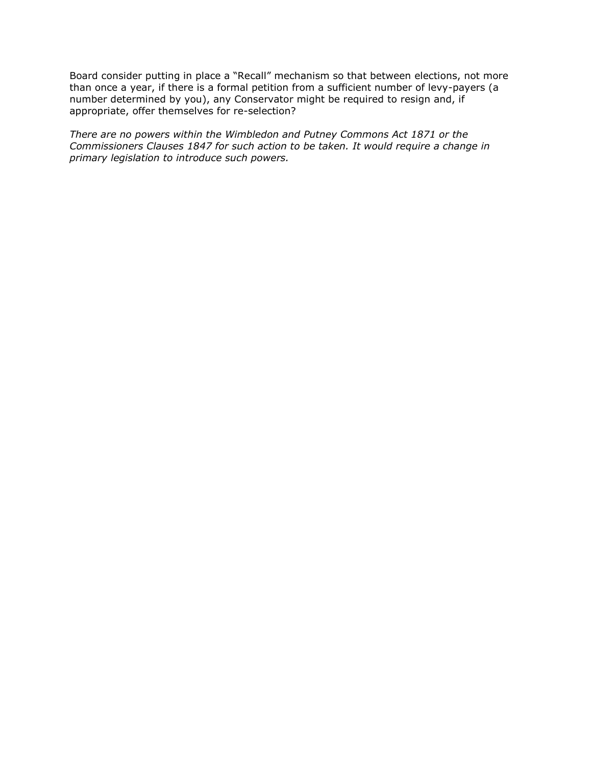Board consider putting in place a “Recall” mechanism so that between elections, not more than once a year, if there is a formal petition from a sufficient number of levy-payers (a number determined by you), any Conservator might be required to resign and, if appropriate, offer themselves for re-selection?

*There are no powers within the Wimbledon and Putney Commons Act 1871 or the Commissioners Clauses 1847 for such action to be taken. It would require a change in primary legislation to introduce such powers.*